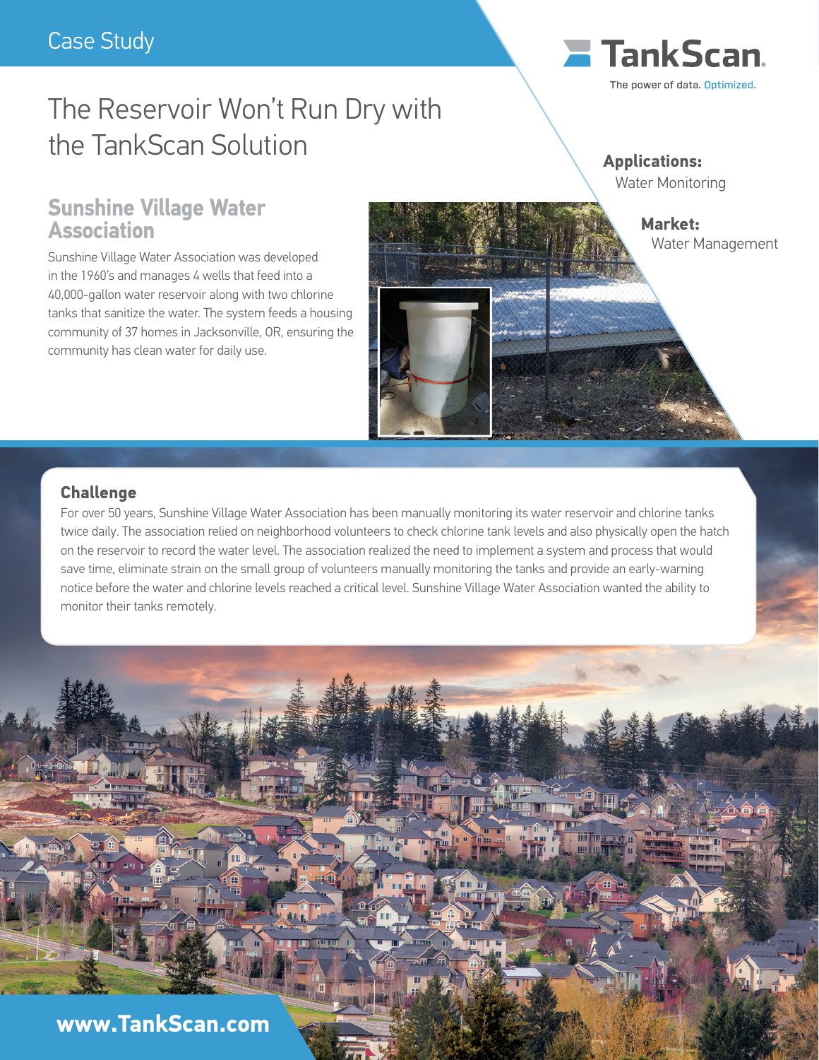Case Study

# The Reservoir Won't Run Dry with the TankScan Solution

TankScan
The power of data. Optimized.

**Applications:**
Water Monitoring

**Market:**
Water Management

## Sunshine Village Water Association

Sunshine Village Water Association was developed in the 1960's and manages 4 wells that feed into a 40,000-gallon water reservoir along with two chlorine tanks that sanitize the water. The system feeds a housing community of 37 homes in Jacksonville, OR, ensuring the community has clean water for daily use.

### Challenge

For over 50 years, Sunshine Village Water Association has been manually monitoring its water reservoir and chlorine tanks twice daily. The association relied on neighborhood volunteers to check chlorine tank levels and also physically open the hatch on the reservoir to record the water level. The association realized the need to implement a system and process that would save time, eliminate strain on the small group of volunteers manually monitoring the tanks and provide an early-warning notice before the water and chlorine levels reached a critical level. Sunshine Village Water Association wanted the ability to monitor their tanks remotely.

**www.TankScan.com**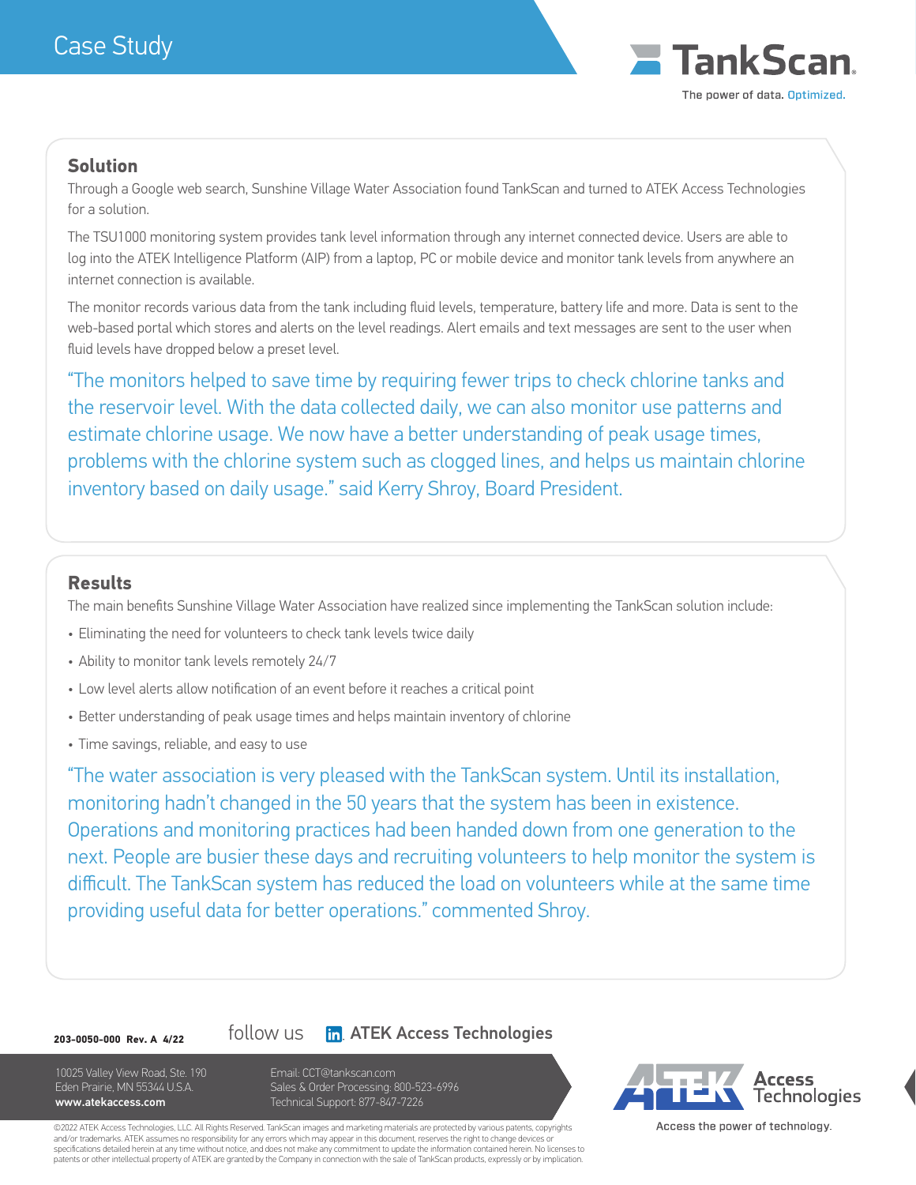## Solution

Through a Google web search, Sunshine Village Water Association found TankScan and turned to ATEK Access Technologies for a solution.

The TSU1000 monitoring system provides tank level information through any internet connected device. Users are able to log into the ATEK Intelligence Platform (AIP) from a laptop, PC or mobile device and monitor tank levels from anywhere an internet connection is available.

The monitor records various data from the tank including fluid levels, temperature, battery life and more. Data is sent to the web-based portal which stores and alerts on the level readings. Alert emails and text messages are sent to the user when fluid levels have dropped below a preset level.

"The monitors helped to save time by requiring fewer trips to check chlorine tanks and the reservoir level. With the data collected daily, we can also monitor use patterns and estimate chlorine usage. We now have a better understanding of peak usage times, problems with the chlorine system such as clogged lines, and helps us maintain chlorine inventory based on daily usage." said Kerry Shroy, Board President.

## Results

The main benefits Sunshine Village Water Association have realized since implementing the TankScan solution include:

- Eliminating the need for volunteers to check tank levels twice daily
- Ability to monitor tank levels remotely 24/7
- Low level alerts allow notification of an event before it reaches a critical point
- Better understanding of peak usage times and helps maintain inventory of chlorine
- Time savings, reliable, and easy to use

"The water association is very pleased with the TankScan system. Until its installation, monitoring hadn't changed in the 50 years that the system has been in existence. Operations and monitoring practices had been handed down from one generation to the next. People are busier these days and recruiting volunteers to help monitor the system is difficult. The TankScan system has reduced the load on volunteers while at the same time providing useful data for better operations." commented Shroy.

**203-0050-000 Rev. A 4/22**

follow us **ATEK Access Technologies**

10025 Valley View Road, Ste. 190
Eden Prairie, MN 55344 U.S.A.
**www.atekaccess.com**

Email: CCT@tankscan.com
Sales & Order Processing: 800-523-6996
Technical Support: 877-847-7226

©2022 ATEK Access Technologies, LLC. All Rights Reserved. TankScan images and marketing materials are protected by various patents, copyrights and/or trademarks. ATEK assumes no responsibility for any errors which may appear in this document, reserves the right to change devices or specifications detailed herein at any time without notice, and does not make any commitment to update the information contained herein. No licenses to patents or other intellectual property of ATEK are granted by the Company in connection with the sale of TankScan products, expressly or by implication.